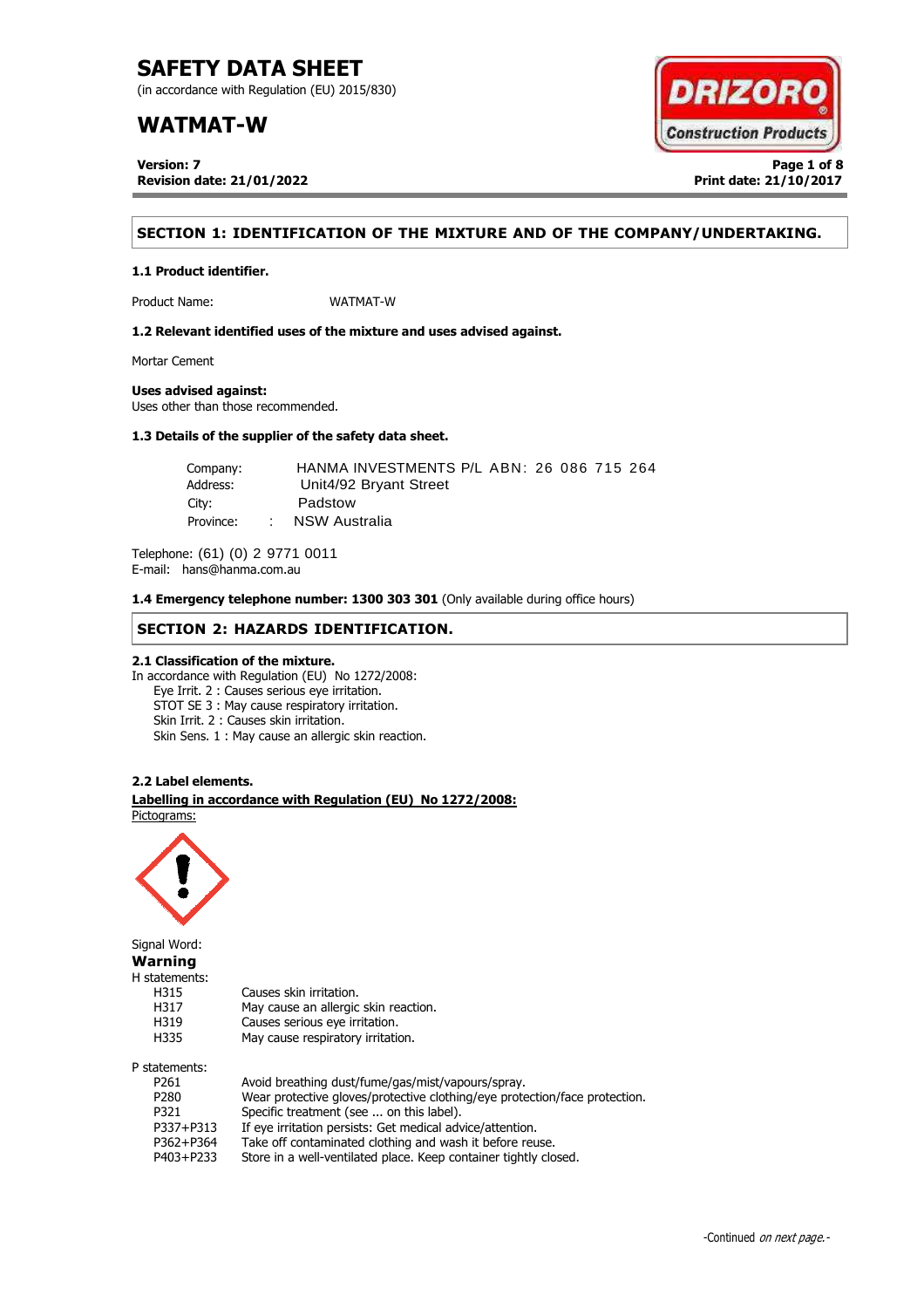# SAFETY DATA SHEET

(in accordance with Regulation (EU) 2015/830)

# WATMAT-W

**Version: 7**
**Revision date: 21/01/2022**

**Print date: 21/10/2017**

## SECTION 1: IDENTIFICATION OF THE MIXTURE AND OF THE COMPANY/UNDERTAKING.

### 1.1 Product identifier.

Product Name: WATMAT-W

### 1.2 Relevant identified uses of the mixture and uses advised against.

Mortar Cement

**Uses advised against:**
Uses other than those recommended.

### 1.3 Details of the supplier of the safety data sheet.

Company: HANMA INVESTMENTS P/L ABN: 26 086 715 264
Address: Unit4/92 Bryant Street
City: Padstow
Province: : NSW Australia

Telephone: (61) (0) 2 9771 0011
E-mail: hans@hanma.com.au

**1.4 Emergency telephone number: 1300 303 301** (Only available during office hours)

## SECTION 2: HAZARDS IDENTIFICATION.

### 2.1 Classification of the mixture.

In accordance with Regulation (EU) No 1272/2008:

- Eye Irrit. 2 : Causes serious eye irritation.
- STOT SE 3 : May cause respiratory irritation.
- Skin Irrit. 2 : Causes skin irritation.
- Skin Sens. 1 : May cause an allergic skin reaction.

### 2.2 Label elements.

**Labelling in accordance with Regulation (EU) No 1272/2008:**

Pictograms:

Signal Word:
**Warning**

H statements:

| | |
|---|---|
| H315 | Causes skin irritation. |
| H317 | May cause an allergic skin reaction. |
| H319 | Causes serious eye irritation. |
| H335 | May cause respiratory irritation. |

P statements:

| | |
|---|---|
| P261 | Avoid breathing dust/fume/gas/mist/vapours/spray. |
| P280 | Wear protective gloves/protective clothing/eye protection/face protection. |
| P321 | Specific treatment (see ... on this label). |
| P337+P313 | If eye irritation persists: Get medical advice/attention. |
| P362+P364 | Take off contaminated clothing and wash it before reuse. |
| P403+P233 | Store in a well-ventilated place. Keep container tightly closed. |

-Continued *on next page.*-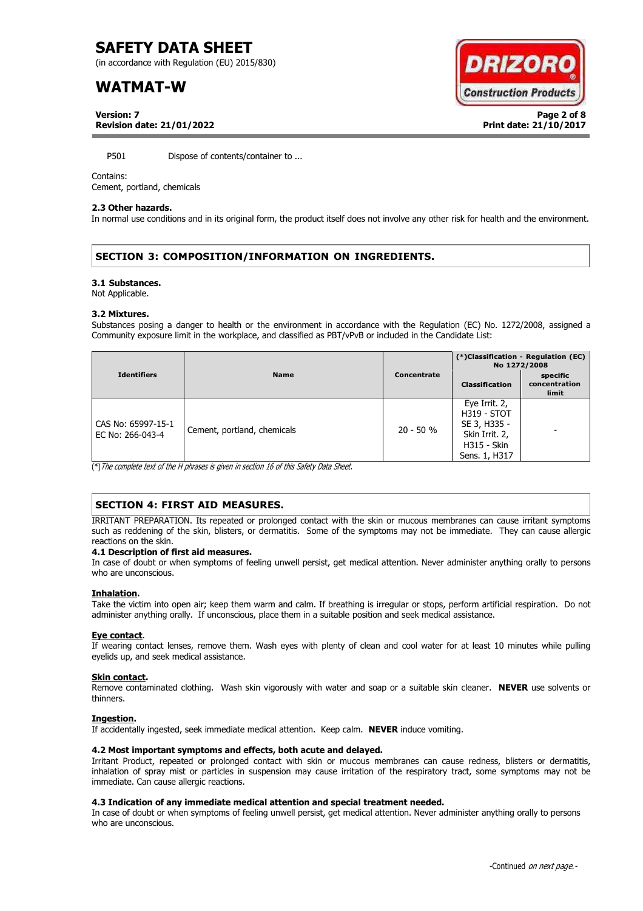P501 Dispose of contents/container to ...

Contains:
Cement, portland, chemicals

**2.3 Other hazards.**
In normal use conditions and in its original form, the product itself does not involve any other risk for health and the environment.

## SECTION 3: COMPOSITION/INFORMATION ON INGREDIENTS.

**3.1 Substances.**
Not Applicable.

**3.2 Mixtures.**
Substances posing a danger to health or the environment in accordance with the Regulation (EC) No. 1272/2008, assigned a Community exposure limit in the workplace, and classified as PBT/vPvB or included in the Candidate List:

| Identifiers | Name | Concentrate | (*)Classification - Regulation (EC) No 1272/2008 | |
|---|---|---|---|---|
| | | | Classification | specific concentration limit |
| CAS No: 65997-15-1 EC No: 266-043-4 | Cement, portland, chemicals | 20 - 50 % | Eye Irrit. 2, H319 - STOT SE 3, H335 - Skin Irrit. 2, H315 - Skin Sens. 1, H317 | - |

(*)*The complete text of the H phrases is given in section 16 of this Safety Data Sheet.*

## SECTION 4: FIRST AID MEASURES.

IRRITANT PREPARATION. Its repeated or prolonged contact with the skin or mucous membranes can cause irritant symptoms such as reddening of the skin, blisters, or dermatitis. Some of the symptoms may not be immediate. They can cause allergic reactions on the skin.

**4.1 Description of first aid measures.**
In case of doubt or when symptoms of feeling unwell persist, get medical attention. Never administer anything orally to persons who are unconscious.

**Inhalation.**
Take the victim into open air; keep them warm and calm. If breathing is irregular or stops, perform artificial respiration. Do not administer anything orally. If unconscious, place them in a suitable position and seek medical assistance.

**Eye contact.**
If wearing contact lenses, remove them. Wash eyes with plenty of clean and cool water for at least 10 minutes while pulling eyelids up, and seek medical assistance.

**Skin contact.**
Remove contaminated clothing. Wash skin vigorously with water and soap or a suitable skin cleaner. **NEVER** use solvents or thinners.

**Ingestion.**
If accidentally ingested, seek immediate medical attention. Keep calm. **NEVER** induce vomiting.

**4.2 Most important symptoms and effects, both acute and delayed.**
Irritant Product, repeated or prolonged contact with skin or mucous membranes can cause redness, blisters or dermatitis, inhalation of spray mist or particles in suspension may cause irritation of the respiratory tract, some symptoms may not be immediate. Can cause allergic reactions.

**4.3 Indication of any immediate medical attention and special treatment needed.**
In case of doubt or when symptoms of feeling unwell persist, get medical attention. Never administer anything orally to persons who are unconscious.

-Continued *on next page.*-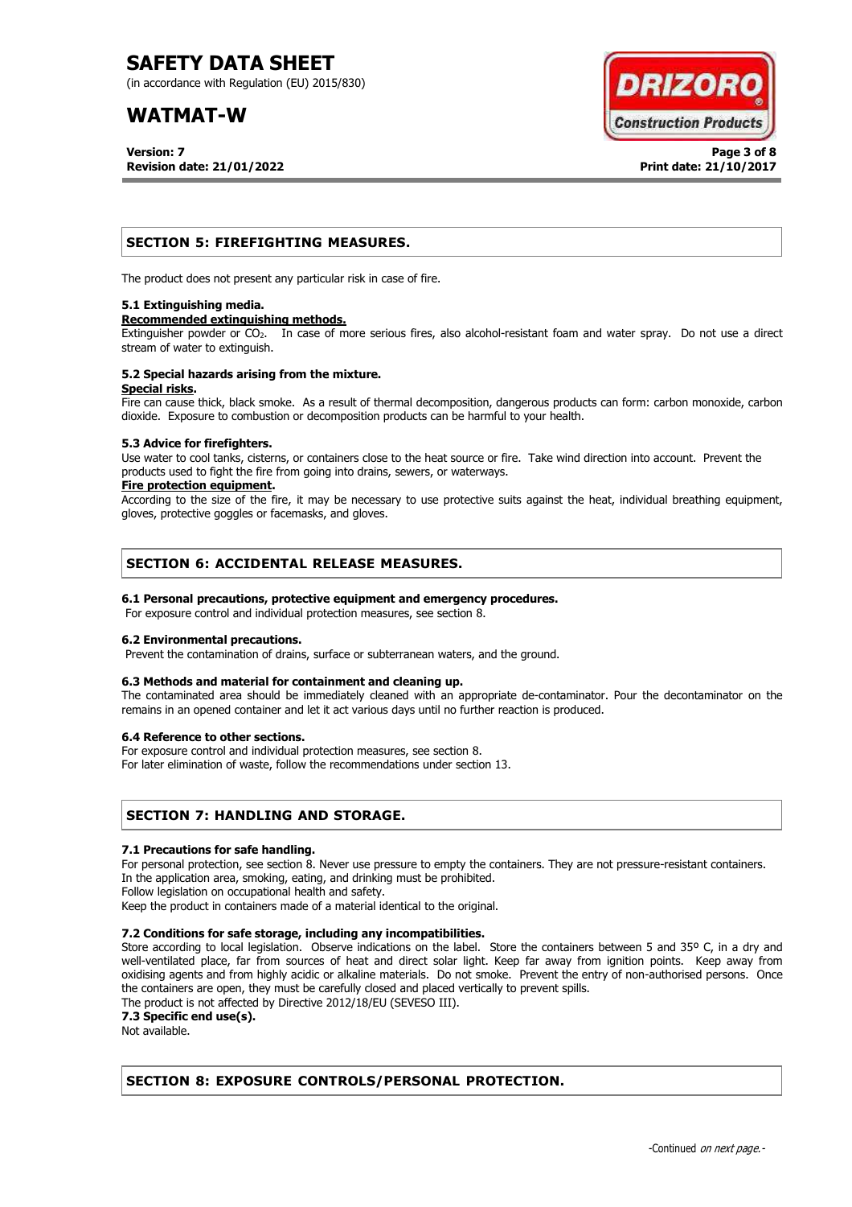## SECTION 5: FIREFIGHTING MEASURES.

The product does not present any particular risk in case of fire.

### 5.1 Extinguishing media.

**Recommended extinguishing methods.**

Extinguisher powder or $CO_2$. In case of more serious fires, also alcohol-resistant foam and water spray. Do not use a direct stream of water to extinguish.

### 5.2 Special hazards arising from the mixture.

**Special risks.**

Fire can cause thick, black smoke. As a result of thermal decomposition, dangerous products can form: carbon monoxide, carbon dioxide. Exposure to combustion or decomposition products can be harmful to your health.

### 5.3 Advice for firefighters.

Use water to cool tanks, cisterns, or containers close to the heat source or fire. Take wind direction into account. Prevent the products used to fight the fire from going into drains, sewers, or waterways.

**Fire protection equipment.**

According to the size of the fire, it may be necessary to use protective suits against the heat, individual breathing equipment, gloves, protective goggles or facemasks, and gloves.

## SECTION 6: ACCIDENTAL RELEASE MEASURES.

### 6.1 Personal precautions, protective equipment and emergency procedures.

For exposure control and individual protection measures, see section 8.

### 6.2 Environmental precautions.

Prevent the contamination of drains, surface or subterranean waters, and the ground.

### 6.3 Methods and material for containment and cleaning up.

The contaminated area should be immediately cleaned with an appropriate de-contaminator. Pour the decontaminator on the remains in an opened container and let it act various days until no further reaction is produced.

### 6.4 Reference to other sections.

For exposure control and individual protection measures, see section 8.
For later elimination of waste, follow the recommendations under section 13.

## SECTION 7: HANDLING AND STORAGE.

### 7.1 Precautions for safe handling.

For personal protection, see section 8. Never use pressure to empty the containers. They are not pressure-resistant containers.
In the application area, smoking, eating, and drinking must be prohibited.
Follow legislation on occupational health and safety.
Keep the product in containers made of a material identical to the original.

### 7.2 Conditions for safe storage, including any incompatibilities.

Store according to local legislation. Observe indications on the label. Store the containers between 5 and 35º C, in a dry and well-ventilated place, far from sources of heat and direct solar light. Keep far away from ignition points. Keep away from oxidising agents and from highly acidic or alkaline materials. Do not smoke. Prevent the entry of non-authorised persons. Once the containers are open, they must be carefully closed and placed vertically to prevent spills.
The product is not affected by Directive 2012/18/EU (SEVESO III).

### 7.3 Specific end use(s).

Not available.

## SECTION 8: EXPOSURE CONTROLS/PERSONAL PROTECTION.

-Continued *on next page.*-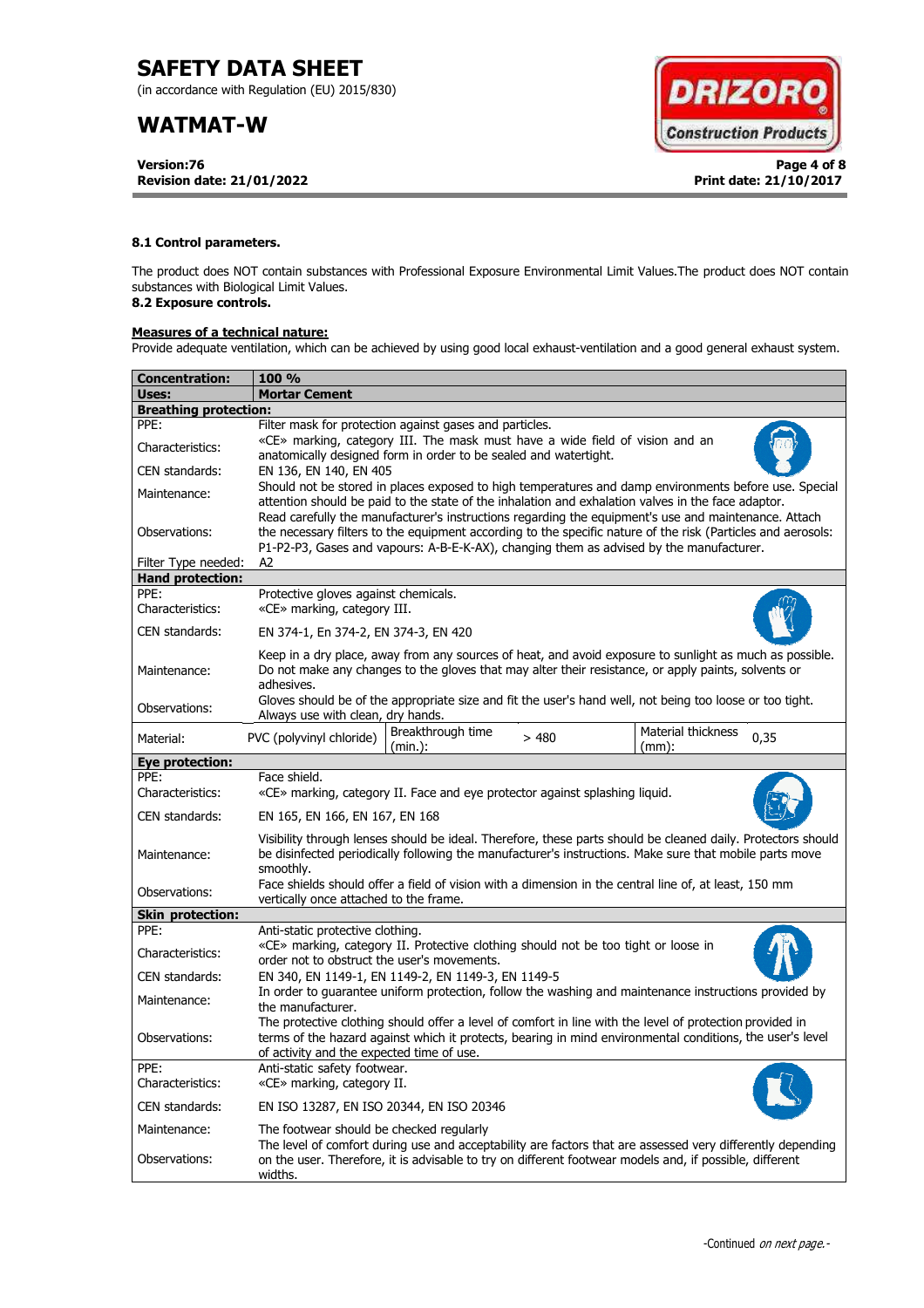**8.1 Control parameters.**

The product does NOT contain substances with Professional Exposure Environmental Limit Values.The product does NOT contain substances with Biological Limit Values.

**8.2 Exposure controls.**

**Measures of a technical nature:**

Provide adequate ventilation, which can be achieved by using good local exhaust-ventilation and a good general exhaust system.

| **Concentration:** | **100 %** | | | | |
|---|---|---|---|---|---|
| **Uses:** | **Mortar Cement** | | | | |
| **Breathing protection:** | | | | | |
| PPE: | Filter mask for protection against gases and particles. | | | | |
| Characteristics: | «CE» marking, category III. The mask must have a wide field of vision and an anatomically designed form in order to be sealed and watertight. | | | | |
| CEN standards: | EN 136, EN 140, EN 405 | | | | |
| Maintenance: | Should not be stored in places exposed to high temperatures and damp environments before use. Special attention should be paid to the state of the inhalation and exhalation valves in the face adaptor. | | | | |
| Observations: | Read carefully the manufacturer's instructions regarding the equipment's use and maintenance. Attach the necessary filters to the equipment according to the specific nature of the risk (Particles and aerosols: P1-P2-P3, Gases and vapours: A-B-E-K-AX), changing them as advised by the manufacturer. | | | | |
| Filter Type needed: | A2 | | | | |
| **Hand protection:** | | | | | |
| PPE: | Protective gloves against chemicals. | | | | |
| Characteristics: | «CE» marking, category III. | | | | |
| CEN standards: | EN 374-1, En 374-2, EN 374-3, EN 420 | | | | |
| Maintenance: | Keep in a dry place, away from any sources of heat, and avoid exposure to sunlight as much as possible. Do not make any changes to the gloves that may alter their resistance, or apply paints, solvents or adhesives. | | | | |
| Observations: | Gloves should be of the appropriate size and fit the user's hand well, not being too loose or too tight. Always use with clean, dry hands. | | | | |
| Material: | PVC (polyvinyl chloride) | Breakthrough time (min.): | > 480 | Material thickness (mm): | 0,35 |
| **Eye protection:** | | | | | |
| PPE: | Face shield. | | | | |
| Characteristics: | «CE» marking, category II. Face and eye protector against splashing liquid. | | | | |
| CEN standards: | EN 165, EN 166, EN 167, EN 168 | | | | |
| Maintenance: | Visibility through lenses should be ideal. Therefore, these parts should be cleaned daily. Protectors should be disinfected periodically following the manufacturer's instructions. Make sure that mobile parts move smoothly. | | | | |
| Observations: | Face shields should offer a field of vision with a dimension in the central line of, at least, 150 mm vertically once attached to the frame. | | | | |
| **Skin protection:** | | | | | |
| PPE: | Anti-static protective clothing. | | | | |
| Characteristics: | «CE» marking, category II. Protective clothing should not be too tight or loose in order not to obstruct the user's movements. | | | | |
| CEN standards: | EN 340, EN 1149-1, EN 1149-2, EN 1149-3, EN 1149-5 | | | | |
| Maintenance: | In order to guarantee uniform protection, follow the washing and maintenance instructions provided by the manufacturer. | | | | |
| Observations: | The protective clothing should offer a level of comfort in line with the level of protection provided in terms of the hazard against which it protects, bearing in mind environmental conditions, the user's level of activity and the expected time of use. | | | | |
| PPE: | Anti-static safety footwear. | | | | |
| Characteristics: | «CE» marking, category II. | | | | |
| CEN standards: | EN ISO 13287, EN ISO 20344, EN ISO 20346 | | | | |
| Maintenance: | The footwear should be checked regularly | | | | |
| Observations: | The level of comfort during use and acceptability are factors that are assessed very differently depending on the user. Therefore, it is advisable to try on different footwear models and, if possible, different widths. | | | | |

-Continued *on next page.*-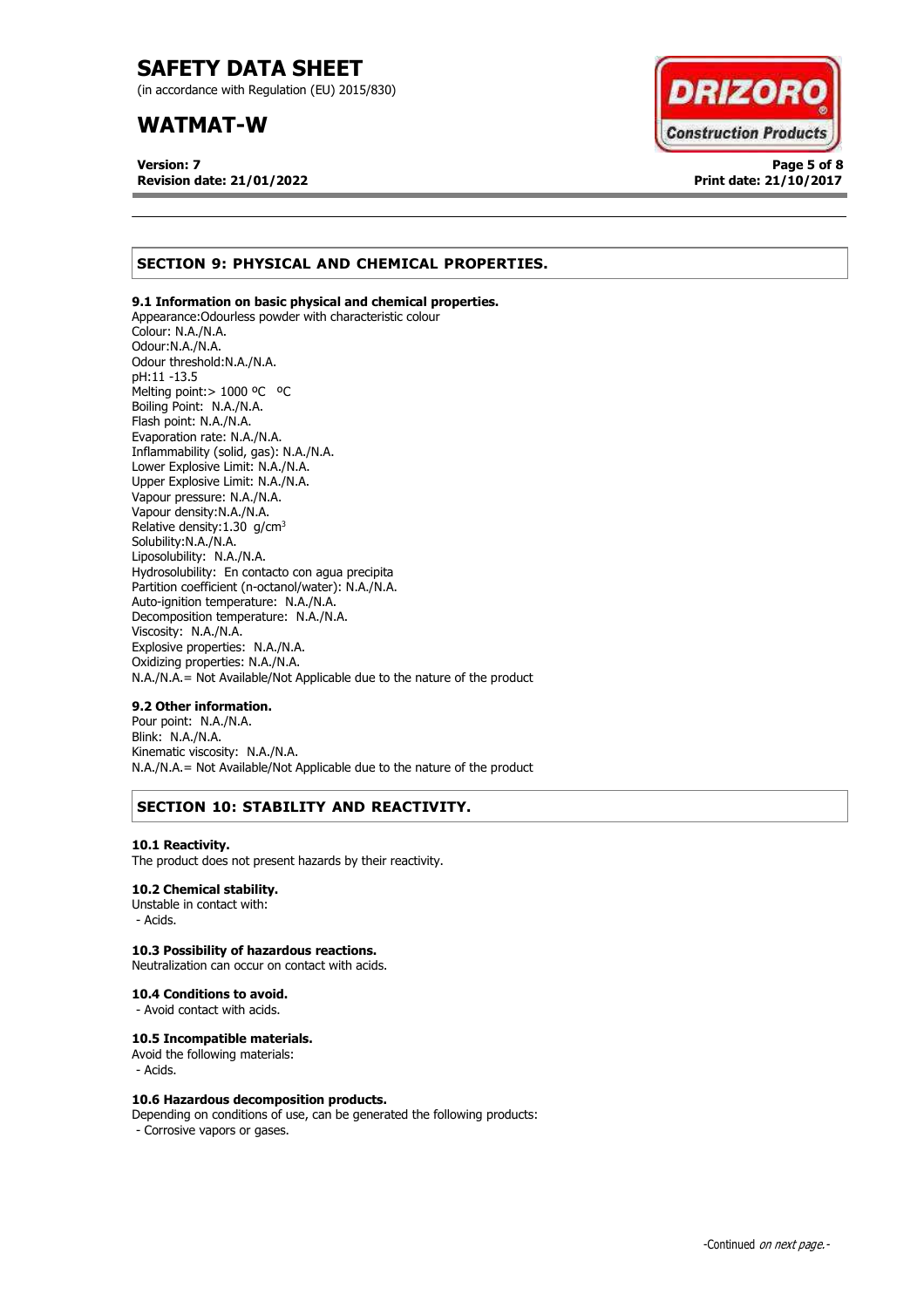## SECTION 9: PHYSICAL AND CHEMICAL PROPERTIES.

### 9.1 Information on basic physical and chemical properties.

Appearance:Odourless powder with characteristic colour
Colour: N.A./N.A.
Odour:N.A./N.A.
Odour threshold:N.A./N.A.
pH:11 -13.5
Melting point:> 1000 ºC ºC
Boiling Point: N.A./N.A.
Flash point: N.A./N.A.
Evaporation rate: N.A./N.A.
Inflammability (solid, gas): N.A./N.A.
Lower Explosive Limit: N.A./N.A.
Upper Explosive Limit: N.A./N.A.
Vapour pressure: N.A./N.A.
Vapour density:N.A./N.A.
Relative density:1.30 g/cm$^3$
Solubility:N.A./N.A.
Liposolubility: N.A./N.A.
Hydrosolubility: En contacto con agua precipita
Partition coefficient (n-octanol/water): N.A./N.A.
Auto-ignition temperature: N.A./N.A.
Decomposition temperature: N.A./N.A.
Viscosity: N.A./N.A.
Explosive properties: N.A./N.A.
Oxidizing properties: N.A./N.A.
N.A./N.A.= Not Available/Not Applicable due to the nature of the product

### 9.2 Other information.

Pour point: N.A./N.A.
Blink: N.A./N.A.
Kinematic viscosity: N.A./N.A.
N.A./N.A.= Not Available/Not Applicable due to the nature of the product

## SECTION 10: STABILITY AND REACTIVITY.

### 10.1 Reactivity.

The product does not present hazards by their reactivity.

### 10.2 Chemical stability.

Unstable in contact with:
- Acids.

### 10.3 Possibility of hazardous reactions.

Neutralization can occur on contact with acids.

### 10.4 Conditions to avoid.

- Avoid contact with acids.

### 10.5 Incompatible materials.

Avoid the following materials:
- Acids.

### 10.6 Hazardous decomposition products.

Depending on conditions of use, can be generated the following products:
- Corrosive vapors or gases.

-Continued *on next page.*-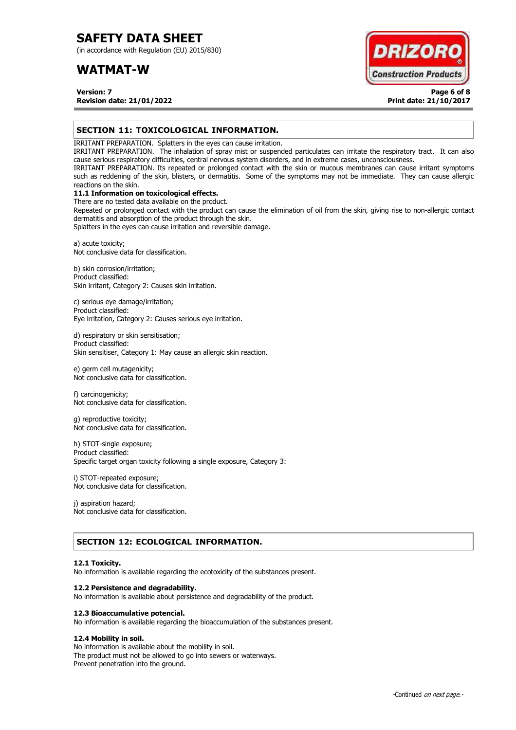## SECTION 11: TOXICOLOGICAL INFORMATION.

IRRITANT PREPARATION. Splatters in the eyes can cause irritation.
IRRITANT PREPARATION. The inhalation of spray mist or suspended particulates can irritate the respiratory tract. It can also cause serious respiratory difficulties, central nervous system disorders, and in extreme cases, unconsciousness.
IRRITANT PREPARATION. Its repeated or prolonged contact with the skin or mucous membranes can cause irritant symptoms such as reddening of the skin, blisters, or dermatitis. Some of the symptoms may not be immediate. They can cause allergic reactions on the skin.

### 11.1 Information on toxicological effects.

There are no tested data available on the product.
Repeated or prolonged contact with the product can cause the elimination of oil from the skin, giving rise to non-allergic contact dermatitis and absorption of the product through the skin.
Splatters in the eyes can cause irritation and reversible damage.

a) acute toxicity;
Not conclusive data for classification.

b) skin corrosion/irritation;
Product classified:
Skin irritant, Category 2: Causes skin irritation.

c) serious eye damage/irritation;
Product classified:
Eye irritation, Category 2: Causes serious eye irritation.

d) respiratory or skin sensitisation;
Product classified:
Skin sensitiser, Category 1: May cause an allergic skin reaction.

e) germ cell mutagenicity;
Not conclusive data for classification.

f) carcinogenicity;
Not conclusive data for classification.

g) reproductive toxicity;
Not conclusive data for classification.

h) STOT-single exposure;
Product classified:
Specific target organ toxicity following a single exposure, Category 3:

i) STOT-repeated exposure;
Not conclusive data for classification.

j) aspiration hazard;
Not conclusive data for classification.

## SECTION 12: ECOLOGICAL INFORMATION.

### 12.1 Toxicity.

No information is available regarding the ecotoxicity of the substances present.

### 12.2 Persistence and degradability.

No information is available about persistence and degradability of the product.

### 12.3 Bioaccumulative potencial.

No information is available regarding the bioaccumulation of the substances present.

### 12.4 Mobility in soil.

No information is available about the mobility in soil.
The product must not be allowed to go into sewers or waterways.
Prevent penetration into the ground.

-Continued *on next page.*-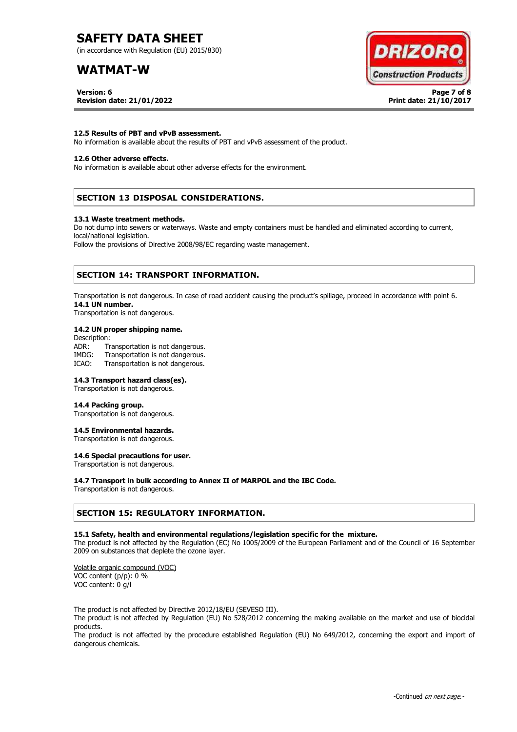#### 12.5 Results of PBT and vPvB assessment.

No information is available about the results of PBT and vPvB assessment of the product.

#### 12.6 Other adverse effects.

No information is available about other adverse effects for the environment.

## SECTION 13 DISPOSAL CONSIDERATIONS.

#### 13.1 Waste treatment methods.

Do not dump into sewers or waterways. Waste and empty containers must be handled and eliminated according to current, local/national legislation.

Follow the provisions of Directive 2008/98/EC regarding waste management.

## SECTION 14: TRANSPORT INFORMATION.

Transportation is not dangerous. In case of road accident causing the product's spillage, proceed in accordance with point 6.

#### 14.1 UN number.

Transportation is not dangerous.

#### 14.2 UN proper shipping name.

Description:

ADR: Transportation is not dangerous.
IMDG: Transportation is not dangerous.
ICAO: Transportation is not dangerous.

#### 14.3 Transport hazard class(es).

Transportation is not dangerous.

#### 14.4 Packing group.

Transportation is not dangerous.

#### 14.5 Environmental hazards.

Transportation is not dangerous.

#### 14.6 Special precautions for user.

Transportation is not dangerous.

#### 14.7 Transport in bulk according to Annex II of MARPOL and the IBC Code.

Transportation is not dangerous.

## SECTION 15: REGULATORY INFORMATION.

#### 15.1 Safety, health and environmental regulations/legislation specific for the mixture.

The product is not affected by the Regulation (EC) No 1005/2009 of the European Parliament and of the Council of 16 September 2009 on substances that deplete the ozone layer.

Volatile organic compound (VOC)
VOC content (p/p): 0 %
VOC content: 0 g/l

The product is not affected by Directive 2012/18/EU (SEVESO III).

The product is not affected by Regulation (EU) No 528/2012 concerning the making available on the market and use of biocidal products.

The product is not affected by the procedure established Regulation (EU) No 649/2012, concerning the export and import of dangerous chemicals.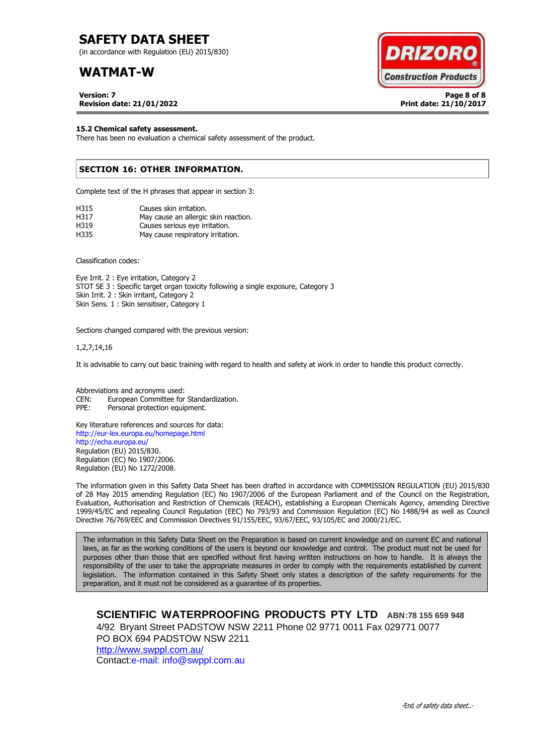**15.2 Chemical safety assessment.**

There has been no evaluation a chemical safety assessment of the product.

## SECTION 16: OTHER INFORMATION.

Complete text of the H phrases that appear in section 3:

| | |
|---|---|
| H315 | Causes skin irritation. |
| H317 | May cause an allergic skin reaction. |
| H319 | Causes serious eye irritation. |
| H335 | May cause respiratory irritation. |

Classification codes:

Eye Irrit. 2 : Eye irritation, Category 2
STOT SE 3 : Specific target organ toxicity following a single exposure, Category 3
Skin Irrit. 2 : Skin irritant, Category 2
Skin Sens. 1 : Skin sensitiser, Category 1

Sections changed compared with the previous version:

1,2,7,14,16

It is advisable to carry out basic training with regard to health and safety at work in order to handle this product correctly.

Abbreviations and acronyms used:
CEN: European Committee for Standardization.
PPE: Personal protection equipment.

Key literature references and sources for data:
http://eur-lex.europa.eu/homepage.html
http://echa.europa.eu/
Regulation (EU) 2015/830.
Regulation (EC) No 1907/2006.
Regulation (EU) No 1272/2008.

The information given in this Safety Data Sheet has been drafted in accordance with COMMISSION REGULATION (EU) 2015/830 of 28 May 2015 amending Regulation (EC) No 1907/2006 of the European Parliament and of the Council on the Registration, Evaluation, Authorisation and Restriction of Chemicals (REACH), establishing a European Chemicals Agency, amending Directive 1999/45/EC and repealing Council Regulation (EEC) No 793/93 and Commission Regulation (EC) No 1488/94 as well as Council Directive 76/769/EEC and Commission Directives 91/155/EEC, 93/67/EEC, 93/105/EC and 2000/21/EC.

The information in this Safety Data Sheet on the Preparation is based on current knowledge and on current EC and national laws, as far as the working conditions of the users is beyond our knowledge and control. The product must not be used for purposes other than those that are specified without first having written instructions on how to handle. It is always the responsibility of the user to take the appropriate measures in order to comply with the requirements established by current legislation. The information contained in this Safety Sheet only states a description of the safety requirements for the preparation, and it must not be considered as a guarantee of its properties.

**SCIENTIFIC WATERPROOFING PRODUCTS PTY LTD** **ABN:78 155 659 948**
4/92 Bryant Street PADSTOW NSW 2211 Phone 02 9771 0011 Fax 029771 0077
PO BOX 694 PADSTOW NSW 2211
http://www.swppl.com.au/
Contact:e-mail: info@swppl.com.au

-End *of safety data sheet.*.-